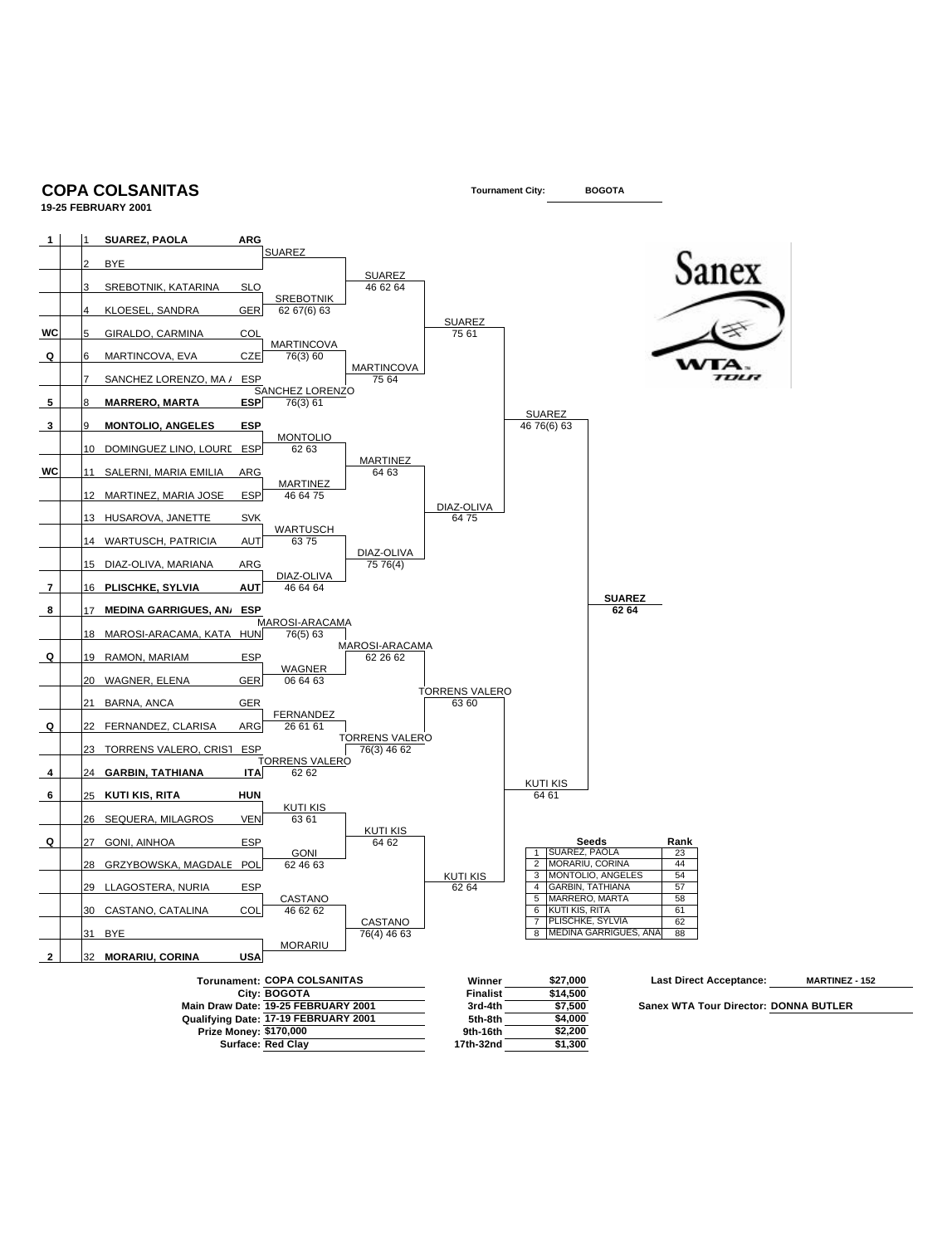# COPA COLSANITAS

**19-25 FEBRUARY 2001**

**Tournament City:** BOGOTA

## Draw

| Seed | # | Player | Nat | 2nd Round | Quarterfinals | Semifinals | Final | Winner |
|---|---|---|---|---|---|---|---|---|
| 1 | 1 | **SUAREZ, PAOLA** | ARG | SUAREZ | SUAREZ 46 62 64 | SUAREZ 75 61 | SUAREZ 46 76(6) 63 | **SUAREZ 62 64** |
| | 2 | BYE | | | | | | |
| | 3 | SREBOTNIK, KATARINA | SLO | SREBOTNIK 62 67(6) 63 | | | | |
| | 4 | KLOESEL, SANDRA | GER | | | | | |
| WC | 5 | GIRALDO, CARMINA | COL | MARTINCOVA 76(3) 60 | MARTINCOVA 75 64 | | | |
| Q | 6 | MARTINCOVA, EVA | CZE | | | | | |
| | 7 | SANCHEZ LORENZO, MA / | ESP | SANCHEZ LORENZO 76(3) 61 | | | | |
| 5 | 8 | **MARRERO, MARTA** | ESP | | | | | |
| 3 | 9 | **MONTOLIO, ANGELES** | ESP | MONTOLIO 62 63 | MARTINEZ 64 63 | DIAZ-OLIVA 64 75 | | |
| | 10 | DOMINGUEZ LINO, LOURD | ESP | | | | | |
| WC | 11 | SALERNI, MARIA EMILIA | ARG | MARTINEZ 46 64 75 | | | | |
| | 12 | MARTINEZ, MARIA JOSE | ESP | | | | | |
| | 13 | HUSAROVA, JANETTE | SVK | WARTUSCH 63 75 | DIAZ-OLIVA 75 76(4) | | | |
| | 14 | WARTUSCH, PATRICIA | AUT | | | | | |
| | 15 | DIAZ-OLIVA, MARIANA | ARG | DIAZ-OLIVA 46 64 64 | | | | |
| 7 | 16 | **PLISCHKE, SYLVIA** | AUT | | | | | |
| 8 | 17 | **MEDINA GARRIGUES, AN/** | ESP | MAROSI-ARACAMA 76(5) 63 | MAROSI-ARACAMA 62 26 62 | TORRENS VALERO 63 60 | KUTI KIS 64 61 | |
| | 18 | MAROSI-ARACAMA, KATA | HUN | | | | | |
| Q | 19 | RAMON, MARIAM | ESP | WAGNER 06 64 63 | | | | |
| | 20 | WAGNER, ELENA | GER | | | | | |
| | 21 | BARNA, ANCA | GER | FERNANDEZ 26 61 61 | TORRENS VALERO 76(3) 46 62 | | | |
| Q | 22 | FERNANDEZ, CLARISA | ARG | | | | | |
| | 23 | TORRENS VALERO, CRIST | ESP | TORRENS VALERO 62 62 | | | | |
| 4 | 24 | **GARBIN, TATHIANA** | ITA | | | | | |
| 6 | 25 | **KUTI KIS, RITA** | HUN | KUTI KIS 63 61 | KUTI KIS 64 62 | KUTI KIS 62 64 | | |
| | 26 | SEQUERA, MILAGROS | VEN | | | | | |
| Q | 27 | GONI, AINHOA | ESP | GONI 62 46 63 | | | | |
| | 28 | GRZYBOWSKA, MAGDALE | POL | | | | | |
| | 29 | LLAGOSTERA, NURIA | ESP | CASTANO 46 62 62 | CASTANO 76(4) 46 63 | | | |
| | 30 | CASTANO, CATALINA | COL | | | | | |
| | 31 | BYE | | MORARIU | | | | |
| 2 | 32 | **MORARIU, CORINA** | USA | | | | | |

## Seeds

| | Seeds | Rank |
|---|---|---|
| 1 | SUAREZ, PAOLA | 23 |
| 2 | MORARIU, CORINA | 44 |
| 3 | MONTOLIO, ANGELES | 54 |
| 4 | GARBIN, TATHIANA | 57 |
| 5 | MARRERO, MARTA | 58 |
| 6 | KUTI KIS, RITA | 61 |
| 7 | PLISCHKE, SYLVIA | 62 |
| 8 | MEDINA GARRIGUES, ANA | 88 |

**Torunament:** COPA COLSANITAS
**City:** BOGOTA
**Main Draw Date:** 19-25 FEBRUARY 2001
**Qualifying Date:** 17-19 FEBRUARY 2001
**Prize Money:** $170,000
**Surface:** Red Clay

| Round | Prize |
|---|---|
| Winner | $27,000 |
| Finalist | $14,500 |
| 3rd-4th | $7,500 |
| 5th-8th | $4,000 |
| 9th-16th | $2,200 |
| 17th-32nd | $1,300 |

**Last Direct Acceptance:** MARTINEZ - 152

**Sanex WTA Tour Director:** DONNA BUTLER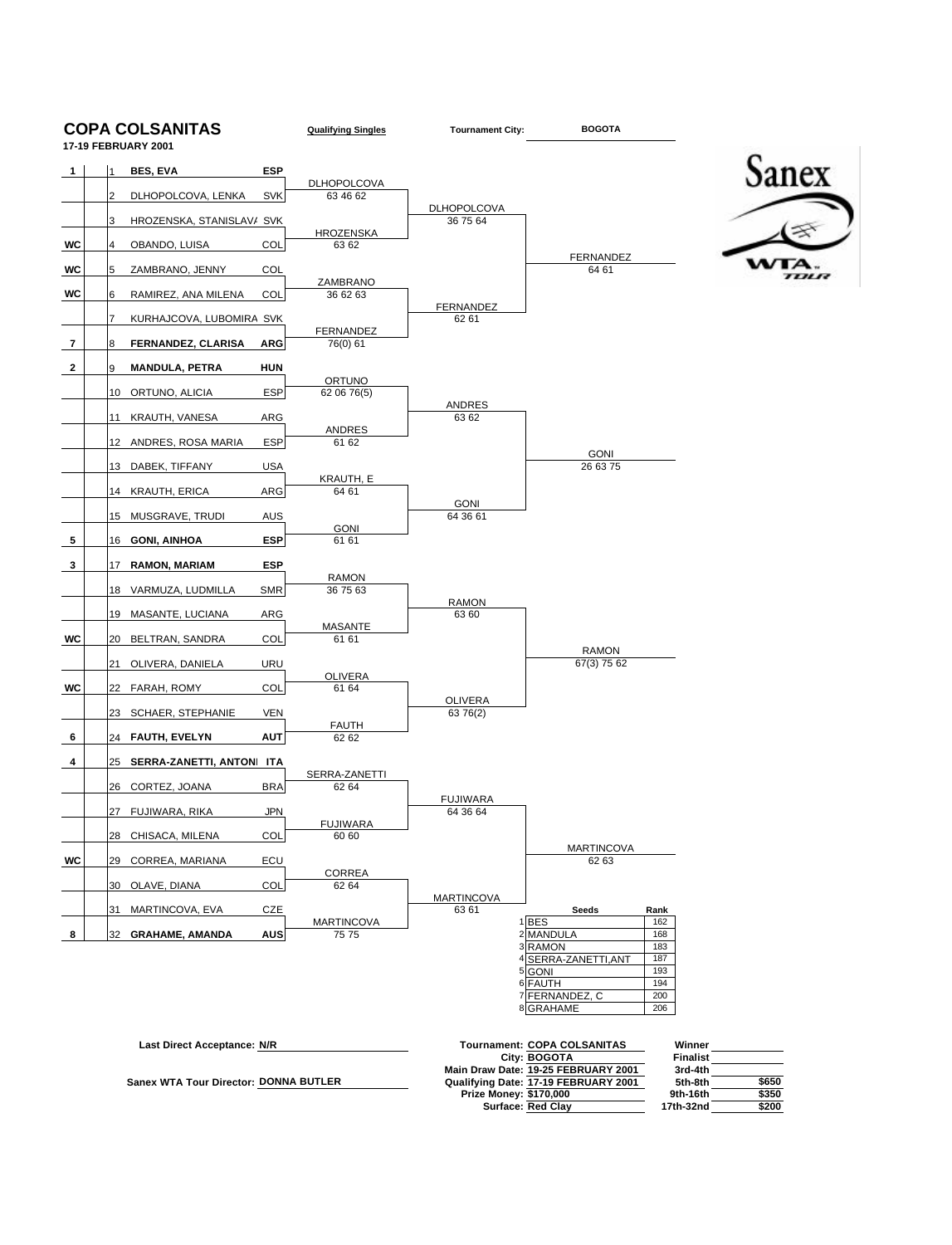# COPA COLSANITAS

**17-19 FEBRUARY 2001**

**Qualifying Singles** | **Tournament City:** **BOGOTA**

| Seed | # | Player | Country | Round 1 | Round 2 | Qualifier |
|---|---|---|---|---|---|---|
| 1 | 1 | **BES, EVA** | **ESP** | DLHOPOLCOVA 63 46 62 | DLHOPOLCOVA 36 75 64 | FERNANDEZ 64 61 |
| | 2 | DLHOPOLCOVA, LENKA | SVK | | | |
| | 3 | HROZENSKA, STANISLAVA | SVK | HROZENSKA 63 62 | | |
| WC | 4 | OBANDO, LUISA | COL | | | |
| WC | 5 | ZAMBRANO, JENNY | COL | ZAMBRANO 36 62 63 | FERNANDEZ 62 61 | |
| WC | 6 | RAMIREZ, ANA MILENA | COL | | | |
| | 7 | KURHAJCOVA, LUBOMIRA | SVK | FERNANDEZ 76(0) 61 | | |
| 7 | 8 | **FERNANDEZ, CLARISA** | **ARG** | | | |
| 2 | 9 | **MANDULA, PETRA** | **HUN** | ORTUNO 62 06 76(5) | ANDRES 63 62 | GONI 26 63 75 |
| | 10 | ORTUNO, ALICIA | ESP | | | |
| | 11 | KRAUTH, VANESA | ARG | ANDRES 61 62 | | |
| | 12 | ANDRES, ROSA MARIA | ESP | | | |
| | 13 | DABEK, TIFFANY | USA | KRAUTH, E 64 61 | GONI 64 36 61 | |
| | 14 | KRAUTH, ERICA | ARG | | | |
| | 15 | MUSGRAVE, TRUDI | AUS | GONI 61 61 | | |
| 5 | 16 | **GONI, AINHOA** | **ESP** | | | |
| 3 | 17 | **RAMON, MARIAM** | **ESP** | RAMON 36 75 63 | RAMON 63 60 | RAMON 67(3) 75 62 |
| | 18 | VARMUZA, LUDMILLA | SMR | | | |
| | 19 | MASANTE, LUCIANA | ARG | MASANTE 61 61 | | |
| WC | 20 | BELTRAN, SANDRA | COL | | | |
| | 21 | OLIVERA, DANIELA | URU | OLIVERA 61 64 | OLIVERA 63 76(2) | |
| WC | 22 | FARAH, ROMY | COL | | | |
| | 23 | SCHAER, STEPHANIE | VEN | FAUTH 62 62 | | |
| 6 | 24 | **FAUTH, EVELYN** | **AUT** | | | |
| 4 | 25 | **SERRA-ZANETTI, ANTONELLA** | **ITA** | SERRA-ZANETTI 62 64 | FUJIWARA 64 36 64 | MARTINCOVA 62 63 |
| | 26 | CORTEZ, JOANA | BRA | | | |
| | 27 | FUJIWARA, RIKA | JPN | FUJIWARA 60 60 | | |
| | 28 | CHISACA, MILENA | COL | | | |
| WC | 29 | CORREA, MARIANA | ECU | CORREA 62 64 | MARTINCOVA 63 61 | |
| | 30 | OLAVE, DIANA | COL | | | |
| | 31 | MARTINCOVA, EVA | CZE | MARTINCOVA 75 75 | | |
| 8 | 32 | **GRAHAME, AMANDA** | **AUS** | | | |

| | Seeds | Rank |
|---|---|---|
| 1 | BES | 162 |
| 2 | MANDULA | 168 |
| 3 | RAMON | 183 |
| 4 | SERRA-ZANETTI,ANT | 187 |
| 5 | GONI | 193 |
| 6 | FAUTH | 194 |
| 7 | FERNANDEZ, C | 200 |
| 8 | GRAHAME | 206 |

**Last Direct Acceptance:** N/R

**Sanex WTA Tour Director:** DONNA BUTLER

**Tournament:** COPA COLSANITAS
**City:** BOGOTA
**Main Draw Date:** 19-25 FEBRUARY 2001
**Qualifying Date:** 17-19 FEBRUARY 2001
**Prize Money:** $170,000
**Surface:** Red Clay

| Round | Prize |
|---|---|
| Winner | |
| Finalist | |
| 3rd-4th | |
| 5th-8th | $650 |
| 9th-16th | $350 |
| 17th-32nd | $200 |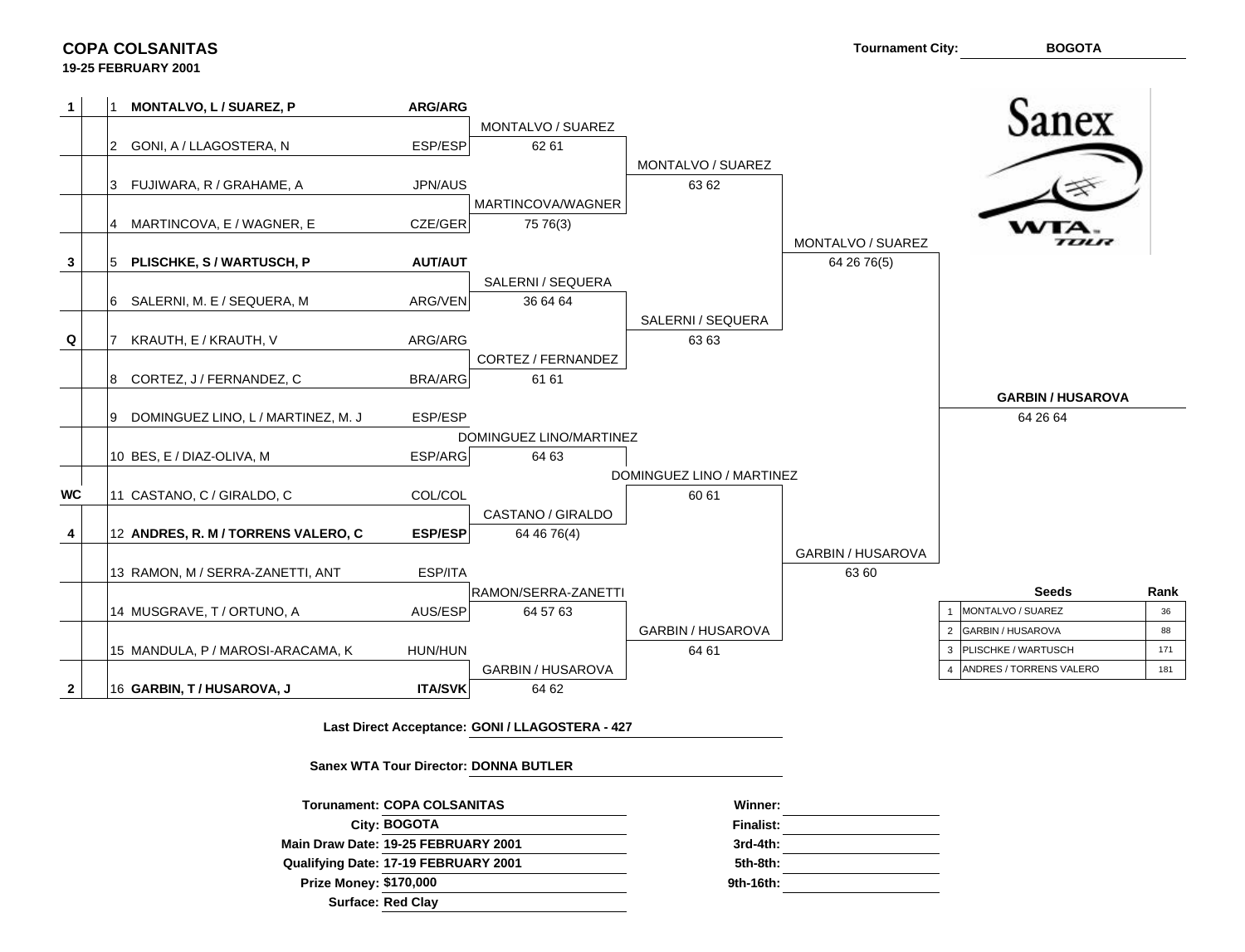## COPA COLSANITAS

**19-25 FEBRUARY 2001**

**Tournament City:** BOGOTA

### First Round

| Seed | No. | Team | Nation |
|---|---|---|---|
| 1 | 1 | **MONTALVO, L / SUAREZ, P** | **ARG/ARG** |
| | 2 | GONI, A / LLAGOSTERA, N | ESP/ESP |
| | 3 | FUJIWARA, R / GRAHAME, A | JPN/AUS |
| | 4 | MARTINCOVA, E / WAGNER, E | CZE/GER |
| 3 | 5 | **PLISCHKE, S / WARTUSCH, P** | **AUT/AUT** |
| | 6 | SALERNI, M. E / SEQUERA, M | ARG/VEN |
| Q | 7 | KRAUTH, E / KRAUTH, V | ARG/ARG |
| | 8 | CORTEZ, J / FERNANDEZ, C | BRA/ARG |
| | 9 | DOMINGUEZ LINO, L / MARTINEZ, M. J | ESP/ESP |
| | 10 | BES, E / DIAZ-OLIVA, M | ESP/ARG |
| WC | 11 | CASTANO, C / GIRALDO, C | COL/COL |
| 4 | 12 | **ANDRES, R. M / TORRENS VALERO, C** | **ESP/ESP** |
| | 13 | RAMON, M / SERRA-ZANETTI, ANT | ESP/ITA |
| | 14 | MUSGRAVE, T / ORTUNO, A | AUS/ESP |
| | 15 | MANDULA, P / MAROSI-ARACAMA, K | HUN/HUN |
| 2 | 16 | **GARBIN, T / HUSAROVA, J** | **ITA/SVK** |

### Second Round

| Winner | Score |
|---|---|
| MONTALVO / SUAREZ | 62 61 |
| MARTINCOVA/WAGNER | 75 76(3) |
| SALERNI / SEQUERA | 36 64 64 |
| CORTEZ / FERNANDEZ | 61 61 |
| DOMINGUEZ LINO/MARTINEZ | 64 63 |
| CASTANO / GIRALDO | 64 46 76(4) |
| RAMON/SERRA-ZANETTI | 64 57 63 |
| GARBIN / HUSAROVA | 64 62 |

### Quarterfinals

| Winner | Score |
|---|---|
| MONTALVO / SUAREZ | 63 62 |
| SALERNI / SEQUERA | 63 63 |
| DOMINGUEZ LINO / MARTINEZ | 60 61 |
| GARBIN / HUSAROVA | 64 61 |

### Semifinals

| Winner | Score |
|---|---|
| MONTALVO / SUAREZ | 64 26 76(5) |
| GARBIN / HUSAROVA | 63 60 |

### Final

**GARBIN / HUSAROVA**

64 26 64

### Seeds

| | Seeds | Rank |
|---|---|---|
| 1 | MONTALVO / SUAREZ | 36 |
| 2 | GARBIN / HUSAROVA | 88 |
| 3 | PLISCHKE / WARTUSCH | 171 |
| 4 | ANDRES / TORRENS VALERO | 181 |

**Last Direct Acceptance:** GONI / LLAGOSTERA - 427

**Sanex WTA Tour Director:** DONNA BUTLER

**Torunament:** COPA COLSANITAS
**City:** BOGOTA
**Main Draw Date:** 19-25 FEBRUARY 2001
**Qualifying Date:** 17-19 FEBRUARY 2001
**Prize Money:** $170,000
**Surface:** Red Clay

**Winner:**
**Finalist:**
**3rd-4th:**
**5th-8th:**
**9th-16th:**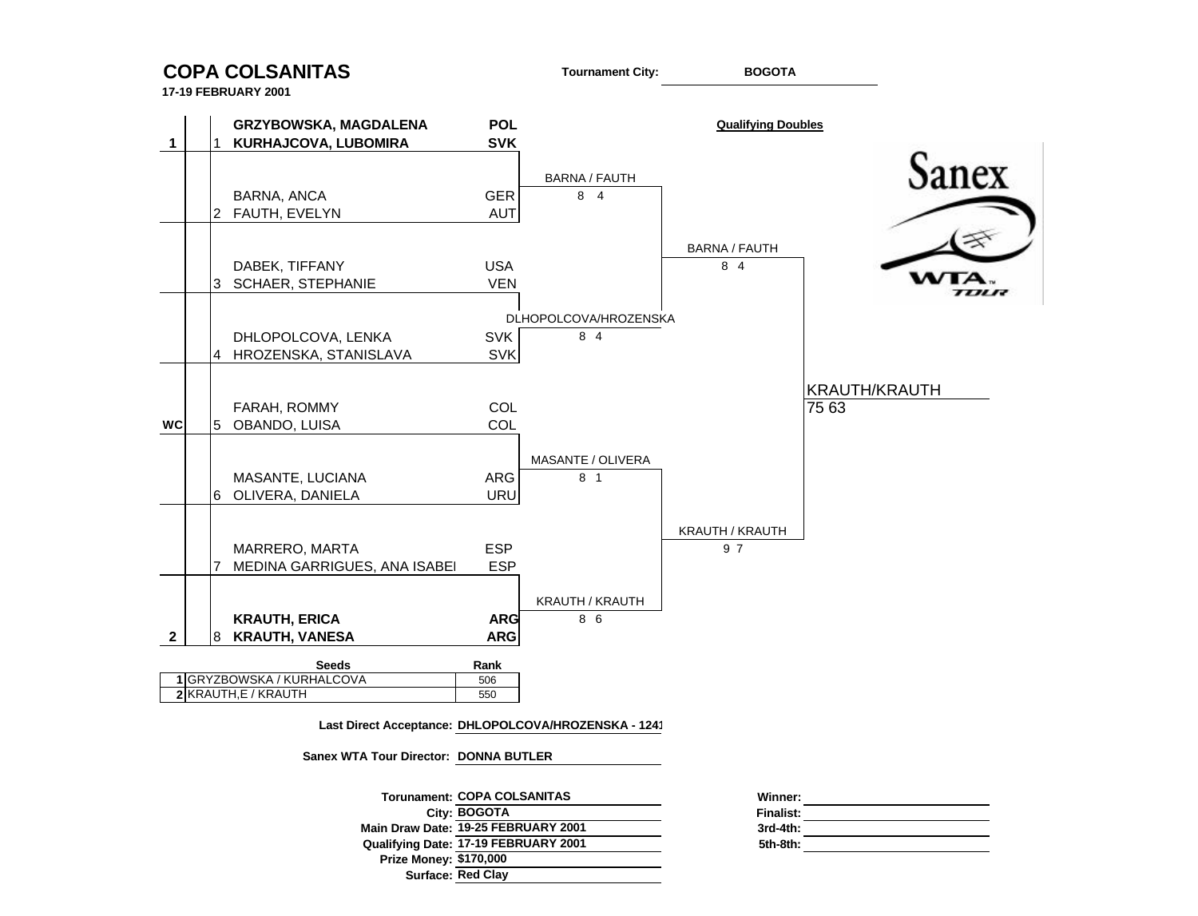# COPA COLSANITAS

**17-19 FEBRUARY 2001**

**Tournament City:** BOGOTA

**Qualifying Doubles**

Sanex WTA TOUR

| Seed | | # | Player | Country |
|---|---|---|---|---|
| **1** | | 1 | **GRZYBOWSKA, MAGDALENA** / **KURHAJCOVA, LUBOMIRA** | **POL** / **SVK** |
| | | 2 | BARNA, ANCA / FAUTH, EVELYN | GER / AUT |
| | | 3 | DABEK, TIFFANY / SCHAER, STEPHANIE | USA / VEN |
| | | 4 | DHLOPOLCOVA, LENKA / HROZENSKA, STANISLAVA | SVK / SVK |
| WC | | 5 | FARAH, ROMMY / OBANDO, LUISA | COL / COL |
| | | 6 | MASANTE, LUCIANA / OLIVERA, DANIELA | ARG / URU |
| | | 7 | MARRERO, MARTA / MEDINA GARRIGUES, ANA ISABEL | ESP / ESP |
| **2** | | 8 | **KRAUTH, ERICA** / **KRAUTH, VANESA** | **ARG** / **ARG** |

First round:
- BARNA / FAUTH 8 4
- DLHOPOLCOVA/HROZENSKA 8 4
- MASANTE / OLIVERA 8 1
- KRAUTH / KRAUTH 8 6

Second round:
- BARNA / FAUTH 8 4
- KRAUTH / KRAUTH 9 7

Final qualifier:
- KRAUTH/KRAUTH 75 63

| | Seeds | Rank |
|---|---|---|
| **1** | GRYZBOWSKA / KURHALCOVA | 506 |
| **2** | KRAUTH,E / KRAUTH | 550 |

**Last Direct Acceptance:** DHLOPOLCOVA/HROZENSKA - 1241

**Sanex WTA Tour Director:** DONNA BUTLER

**Torunament:** COPA COLSANITAS
**City:** BOGOTA
**Main Draw Date:** 19-25 FEBRUARY 2001
**Qualifying Date:** 17-19 FEBRUARY 2001
**Prize Money:** $170,000
**Surface:** Red Clay

**Winner:**
**Finalist:**
**3rd-4th:**
**5th-8th:**